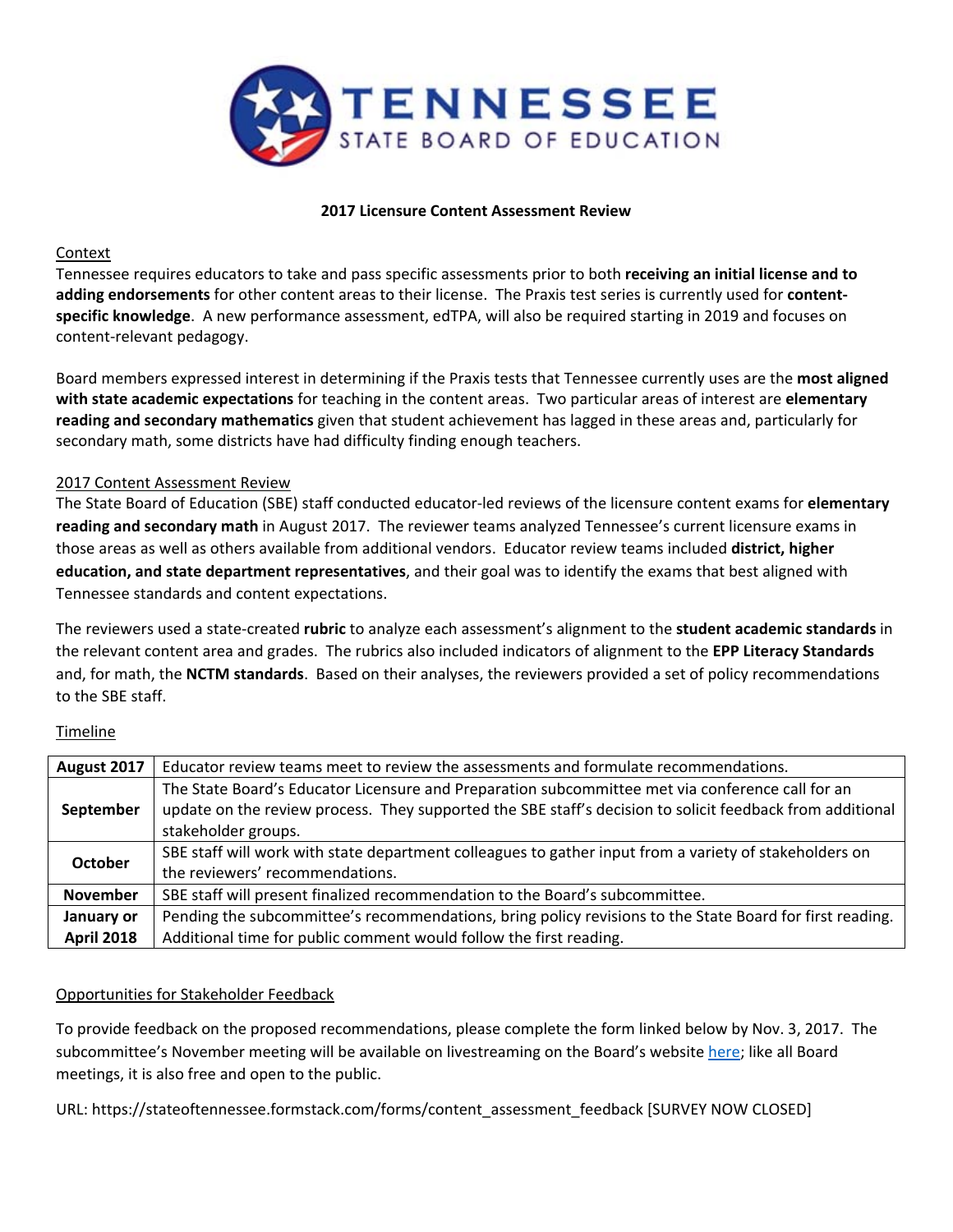# TENNESSEE STATE BOARD OF EDUCATION

## 2017 Licensure Content Assessment Review

### Context

Tennessee requires educators to take and pass specific assessments prior to both **receiving an initial license and to adding endorsements** for other content areas to their license. The Praxis test series is currently used for **content-specific knowledge**. A new performance assessment, edTPA, will also be required starting in 2019 and focuses on content-relevant pedagogy.

Board members expressed interest in determining if the Praxis tests that Tennessee currently uses are the **most aligned with state academic expectations** for teaching in the content areas. Two particular areas of interest are **elementary reading and secondary mathematics** given that student achievement has lagged in these areas and, particularly for secondary math, some districts have had difficulty finding enough teachers.

### 2017 Content Assessment Review

The State Board of Education (SBE) staff conducted educator-led reviews of the licensure content exams for **elementary reading and secondary math** in August 2017. The reviewer teams analyzed Tennessee's current licensure exams in those areas as well as others available from additional vendors. Educator review teams included **district, higher education, and state department representatives**, and their goal was to identify the exams that best aligned with Tennessee standards and content expectations.

The reviewers used a state-created **rubric** to analyze each assessment's alignment to the **student academic standards** in the relevant content area and grades. The rubrics also included indicators of alignment to the **EPP Literacy Standards** and, for math, the **NCTM standards**. Based on their analyses, the reviewers provided a set of policy recommendations to the SBE staff.

### Timeline

| | |
|---|---|
| **August 2017** | Educator review teams meet to review the assessments and formulate recommendations. |
| **September** | The State Board's Educator Licensure and Preparation subcommittee met via conference call for an update on the review process. They supported the SBE staff's decision to solicit feedback from additional stakeholder groups. |
| **October** | SBE staff will work with state department colleagues to gather input from a variety of stakeholders on the reviewers' recommendations. |
| **November** | SBE staff will present finalized recommendation to the Board's subcommittee. |
| **January or April 2018** | Pending the subcommittee's recommendations, bring policy revisions to the State Board for first reading. Additional time for public comment would follow the first reading. |

### Opportunities for Stakeholder Feedback

To provide feedback on the proposed recommendations, please complete the form linked below by Nov. 3, 2017. The subcommittee's November meeting will be available on livestreaming on the Board's website here; like all Board meetings, it is also free and open to the public.

URL: https://stateoftennessee.formstack.com/forms/content_assessment_feedback [SURVEY NOW CLOSED]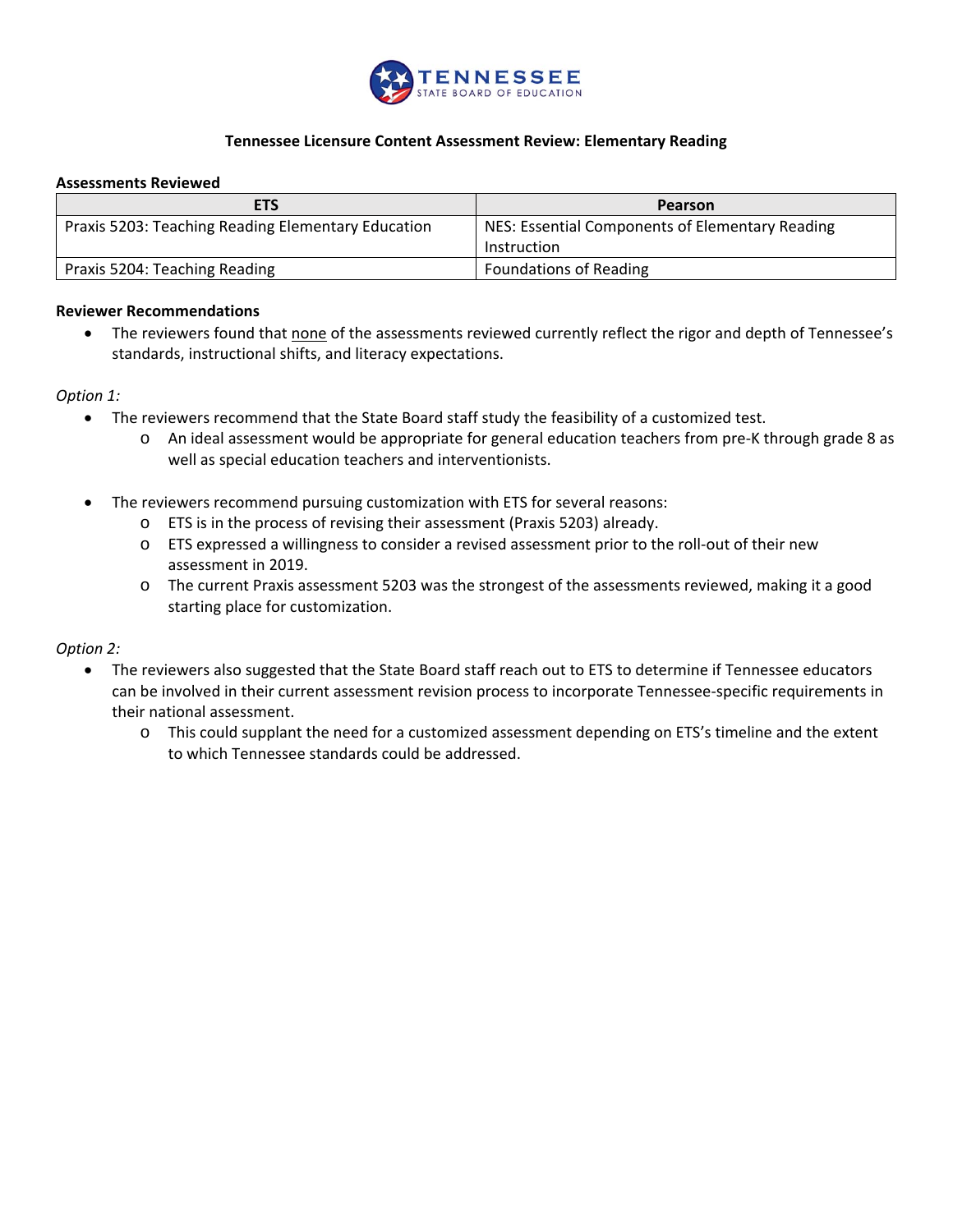TENNESSEE STATE BOARD OF EDUCATION

**Tennessee Licensure Content Assessment Review: Elementary Reading**

**Assessments Reviewed**

| ETS | Pearson |
|---|---|
| Praxis 5203: Teaching Reading Elementary Education | NES: Essential Components of Elementary Reading Instruction |
| Praxis 5204: Teaching Reading | Foundations of Reading |

**Reviewer Recommendations**

- The reviewers found that none of the assessments reviewed currently reflect the rigor and depth of Tennessee's standards, instructional shifts, and literacy expectations.

*Option 1:*

- The reviewers recommend that the State Board staff study the feasibility of a customized test.
  - An ideal assessment would be appropriate for general education teachers from pre-K through grade 8 as well as special education teachers and interventionists.
- The reviewers recommend pursuing customization with ETS for several reasons:
  - ETS is in the process of revising their assessment (Praxis 5203) already.
  - ETS expressed a willingness to consider a revised assessment prior to the roll-out of their new assessment in 2019.
  - The current Praxis assessment 5203 was the strongest of the assessments reviewed, making it a good starting place for customization.

*Option 2:*

- The reviewers also suggested that the State Board staff reach out to ETS to determine if Tennessee educators can be involved in their current assessment revision process to incorporate Tennessee-specific requirements in their national assessment.
  - This could supplant the need for a customized assessment depending on ETS's timeline and the extent to which Tennessee standards could be addressed.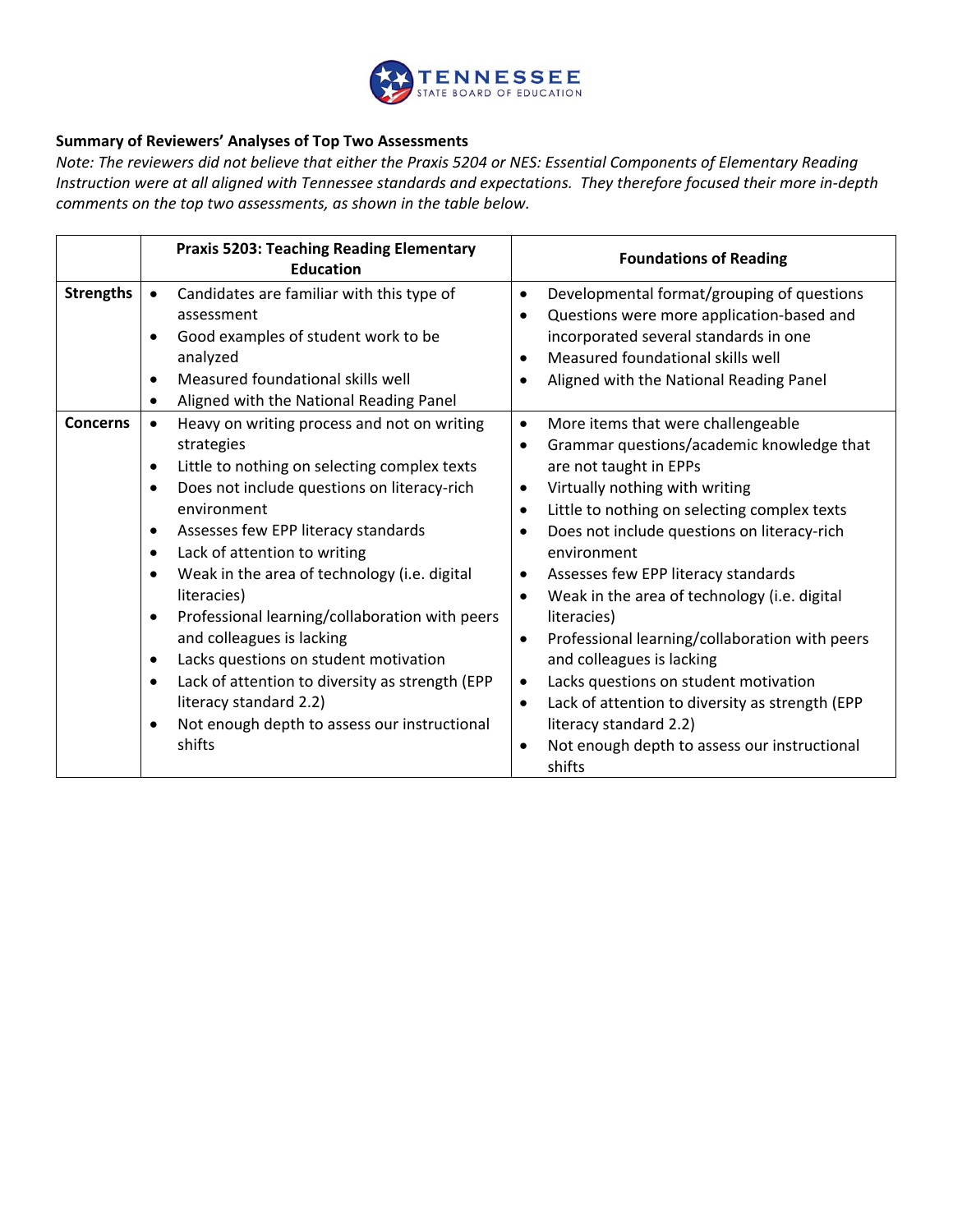**Summary of Reviewers' Analyses of Top Two Assessments**

*Note: The reviewers did not believe that either the Praxis 5204 or NES: Essential Components of Elementary Reading Instruction were at all aligned with Tennessee standards and expectations. They therefore focused their more in-depth comments on the top two assessments, as shown in the table below.*

| | Praxis 5203: Teaching Reading Elementary Education | Foundations of Reading |
|---|---|---|
| **Strengths** | • Candidates are familiar with this type of assessment<br>• Good examples of student work to be analyzed<br>• Measured foundational skills well<br>• Aligned with the National Reading Panel | • Developmental format/grouping of questions<br>• Questions were more application-based and incorporated several standards in one<br>• Measured foundational skills well<br>• Aligned with the National Reading Panel |
| **Concerns** | • Heavy on writing process and not on writing strategies<br>• Little to nothing on selecting complex texts<br>• Does not include questions on literacy-rich environment<br>• Assesses few EPP literacy standards<br>• Lack of attention to writing<br>• Weak in the area of technology (i.e. digital literacies)<br>• Professional learning/collaboration with peers and colleagues is lacking<br>• Lacks questions on student motivation<br>• Lack of attention to diversity as strength (EPP literacy standard 2.2)<br>• Not enough depth to assess our instructional shifts | • More items that were challengeable<br>• Grammar questions/academic knowledge that are not taught in EPPs<br>• Virtually nothing with writing<br>• Little to nothing on selecting complex texts<br>• Does not include questions on literacy-rich environment<br>• Assesses few EPP literacy standards<br>• Weak in the area of technology (i.e. digital literacies)<br>• Professional learning/collaboration with peers and colleagues is lacking<br>• Lacks questions on student motivation<br>• Lack of attention to diversity as strength (EPP literacy standard 2.2)<br>• Not enough depth to assess our instructional shifts |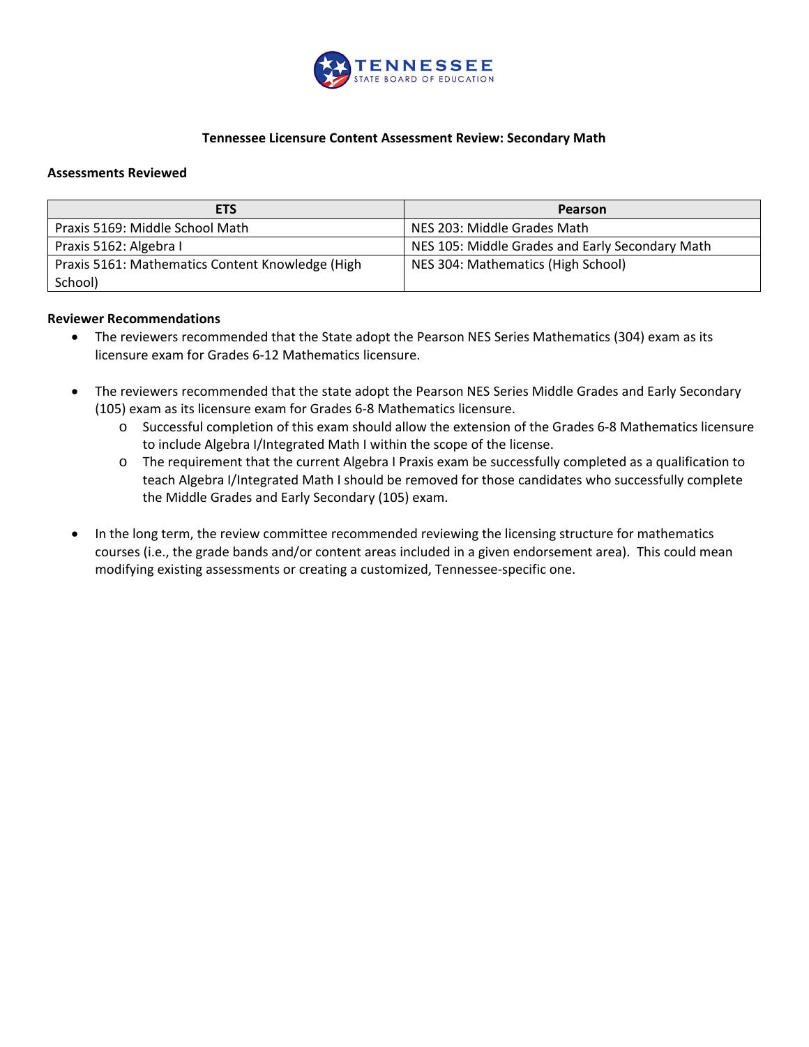### Tennessee Licensure Content Assessment Review: Secondary Math

**Assessments Reviewed**

| ETS | Pearson |
| --- | --- |
| Praxis 5169: Middle School Math | NES 203: Middle Grades Math |
| Praxis 5162: Algebra I | NES 105: Middle Grades and Early Secondary Math |
| Praxis 5161: Mathematics Content Knowledge (High School) | NES 304: Mathematics (High School) |

**Reviewer Recommendations**

- The reviewers recommended that the State adopt the Pearson NES Series Mathematics (304) exam as its licensure exam for Grades 6-12 Mathematics licensure.
- The reviewers recommended that the state adopt the Pearson NES Series Middle Grades and Early Secondary (105) exam as its licensure exam for Grades 6-8 Mathematics licensure.
  - Successful completion of this exam should allow the extension of the Grades 6-8 Mathematics licensure to include Algebra I/Integrated Math I within the scope of the license.
  - The requirement that the current Algebra I Praxis exam be successfully completed as a qualification to teach Algebra I/Integrated Math I should be removed for those candidates who successfully complete the Middle Grades and Early Secondary (105) exam.
- In the long term, the review committee recommended reviewing the licensing structure for mathematics courses (i.e., the grade bands and/or content areas included in a given endorsement area). This could mean modifying existing assessments or creating a customized, Tennessee-specific one.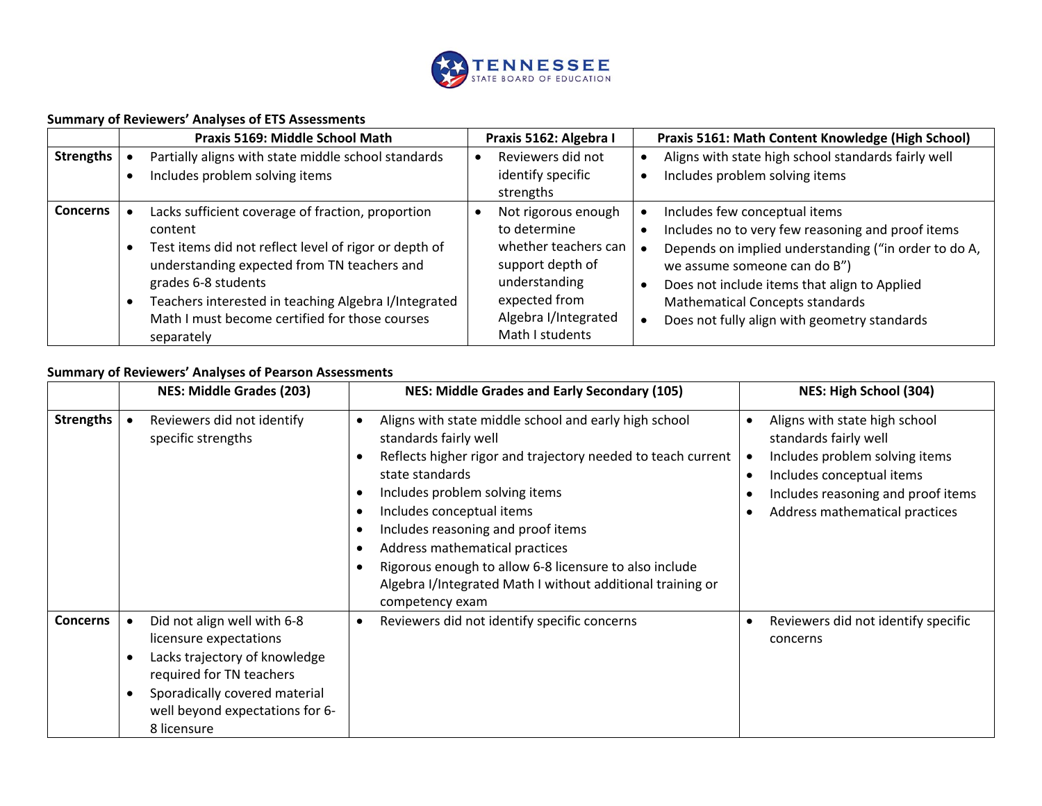**Summary of Reviewers' Analyses of ETS Assessments**

| | Praxis 5169: Middle School Math | Praxis 5162: Algebra I | Praxis 5161: Math Content Knowledge (High School) |
|---|---|---|---|
| **Strengths** | • Partially aligns with state middle school standards<br>• Includes problem solving items | • Reviewers did not identify specific strengths | • Aligns with state high school standards fairly well<br>• Includes problem solving items |
| **Concerns** | • Lacks sufficient coverage of fraction, proportion content<br>• Test items did not reflect level of rigor or depth of understanding expected from TN teachers and grades 6-8 students<br>• Teachers interested in teaching Algebra I/Integrated Math I must become certified for those courses separately | • Not rigorous enough to determine whether teachers can support depth of understanding expected from Algebra I/Integrated Math I students | • Includes few conceptual items<br>• Includes no to very few reasoning and proof items<br>• Depends on implied understanding ("in order to do A, we assume someone can do B")<br>• Does not include items that align to Applied Mathematical Concepts standards<br>• Does not fully align with geometry standards |

**Summary of Reviewers' Analyses of Pearson Assessments**

| | NES: Middle Grades (203) | NES: Middle Grades and Early Secondary (105) | NES: High School (304) |
|---|---|---|---|
| **Strengths** | • Reviewers did not identify specific strengths | • Aligns with state middle school and early high school standards fairly well<br>• Reflects higher rigor and trajectory needed to teach current state standards<br>• Includes problem solving items<br>• Includes conceptual items<br>• Includes reasoning and proof items<br>• Address mathematical practices<br>• Rigorous enough to allow 6-8 licensure to also include Algebra I/Integrated Math I without additional training or competency exam | • Aligns with state high school standards fairly well<br>• Includes problem solving items<br>• Includes conceptual items<br>• Includes reasoning and proof items<br>• Address mathematical practices |
| **Concerns** | • Did not align well with 6-8 licensure expectations<br>• Lacks trajectory of knowledge required for TN teachers<br>• Sporadically covered material well beyond expectations for 6-8 licensure | • Reviewers did not identify specific concerns | • Reviewers did not identify specific concerns |